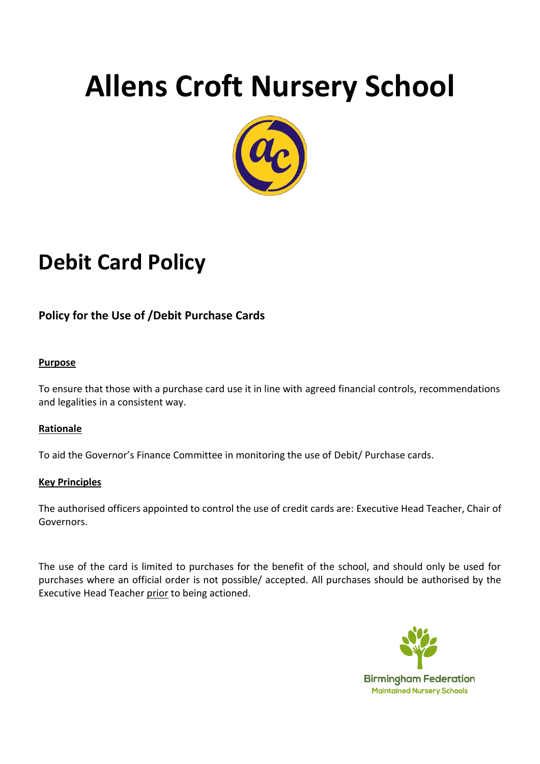# Allens Croft Nursery School

## Debit Card Policy

### Policy for the Use of /Debit Purchase Cards

**Purpose**

To ensure that those with a purchase card use it in line with agreed financial controls, recommendations and legalities in a consistent way.

**Rationale**

To aid the Governor's Finance Committee in monitoring the use of Debit/ Purchase cards.

**Key Principles**

The authorised officers appointed to control the use of credit cards are: Executive Head Teacher, Chair of Governors.

The use of the card is limited to purchases for the benefit of the school, and should only be used for purchases where an official order is not possible/ accepted. All purchases should be authorised by the Executive Head Teacher prior to being actioned.

Birmingham Federation
Maintained Nursery Schools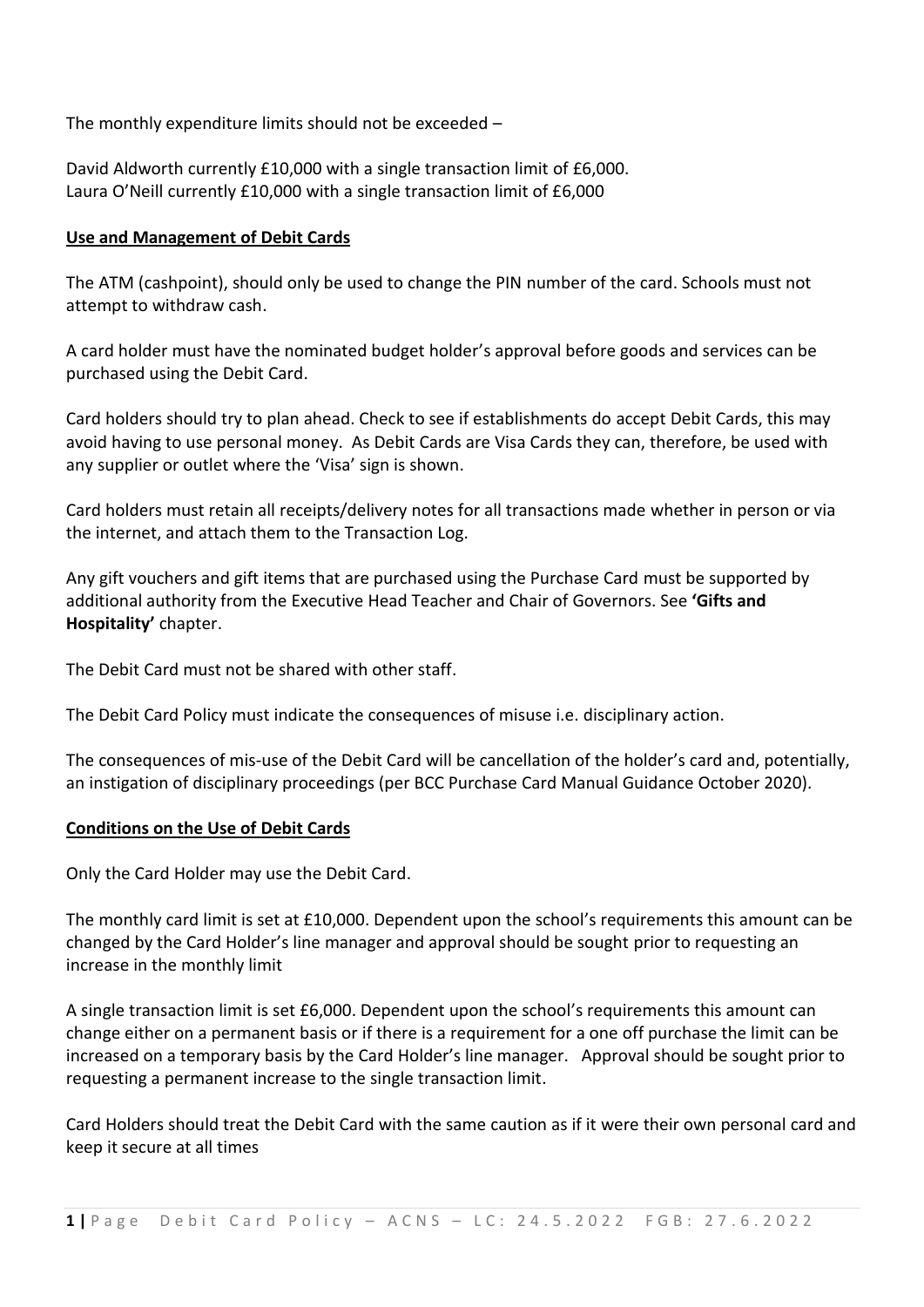The monthly expenditure limits should not be exceeded –

David Aldworth currently £10,000 with a single transaction limit of £6,000.
Laura O'Neill currently £10,000 with a single transaction limit of £6,000

**Use and Management of Debit Cards**

The ATM (cashpoint), should only be used to change the PIN number of the card. Schools must not attempt to withdraw cash.

A card holder must have the nominated budget holder's approval before goods and services can be purchased using the Debit Card.

Card holders should try to plan ahead. Check to see if establishments do accept Debit Cards, this may avoid having to use personal money. As Debit Cards are Visa Cards they can, therefore, be used with any supplier or outlet where the 'Visa' sign is shown.

Card holders must retain all receipts/delivery notes for all transactions made whether in person or via the internet, and attach them to the Transaction Log.

Any gift vouchers and gift items that are purchased using the Purchase Card must be supported by additional authority from the Executive Head Teacher and Chair of Governors. See **'Gifts and Hospitality'** chapter.

The Debit Card must not be shared with other staff.

The Debit Card Policy must indicate the consequences of misuse i.e. disciplinary action.

The consequences of mis-use of the Debit Card will be cancellation of the holder's card and, potentially, an instigation of disciplinary proceedings (per BCC Purchase Card Manual Guidance October 2020).

**Conditions on the Use of Debit Cards**

Only the Card Holder may use the Debit Card.

The monthly card limit is set at £10,000. Dependent upon the school's requirements this amount can be changed by the Card Holder's line manager and approval should be sought prior to requesting an increase in the monthly limit

A single transaction limit is set £6,000. Dependent upon the school's requirements this amount can change either on a permanent basis or if there is a requirement for a one off purchase the limit can be increased on a temporary basis by the Card Holder's line manager. Approval should be sought prior to requesting a permanent increase to the single transaction limit.

Card Holders should treat the Debit Card with the same caution as if it were their own personal card and keep it secure at all times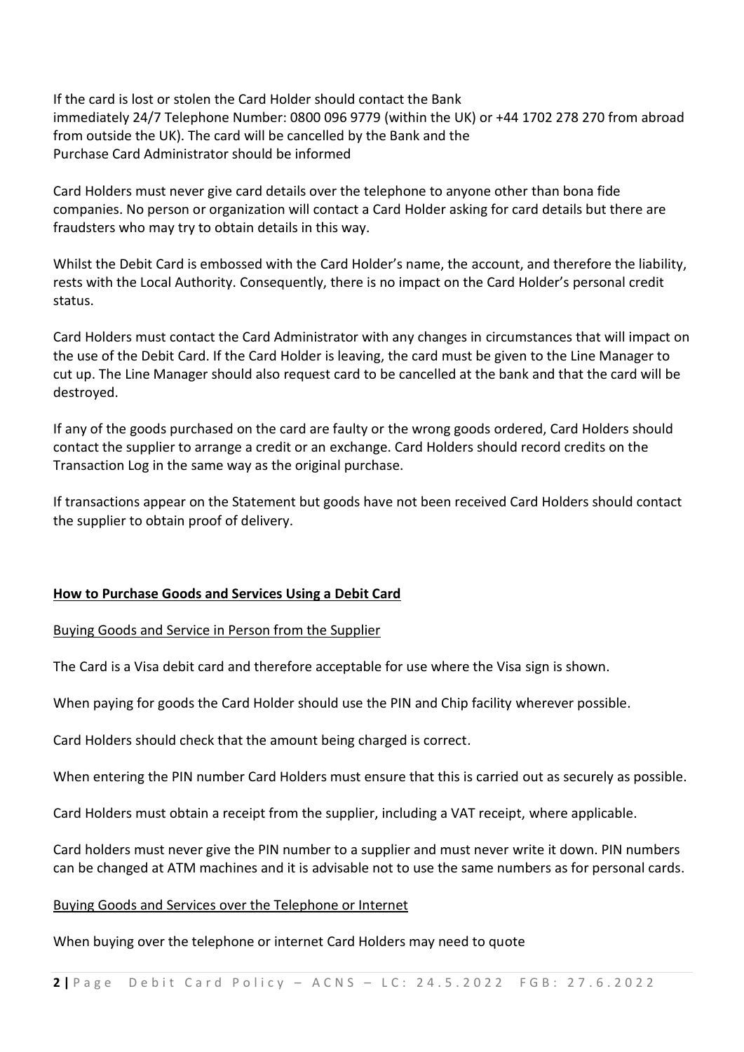If the card is lost or stolen the Card Holder should contact the Bank immediately 24/7 Telephone Number: 0800 096 9779 (within the UK) or +44 1702 278 270 from abroad from outside the UK). The card will be cancelled by the Bank and the Purchase Card Administrator should be informed

Card Holders must never give card details over the telephone to anyone other than bona fide companies. No person or organization will contact a Card Holder asking for card details but there are fraudsters who may try to obtain details in this way.

Whilst the Debit Card is embossed with the Card Holder's name, the account, and therefore the liability, rests with the Local Authority. Consequently, there is no impact on the Card Holder's personal credit status.

Card Holders must contact the Card Administrator with any changes in circumstances that will impact on the use of the Debit Card. If the Card Holder is leaving, the card must be given to the Line Manager to cut up. The Line Manager should also request card to be cancelled at the bank and that the card will be destroyed.

If any of the goods purchased on the card are faulty or the wrong goods ordered, Card Holders should contact the supplier to arrange a credit or an exchange. Card Holders should record credits on the Transaction Log in the same way as the original purchase.

If transactions appear on the Statement but goods have not been received Card Holders should contact the supplier to obtain proof of delivery.

## How to Purchase Goods and Services Using a Debit Card

### Buying Goods and Service in Person from the Supplier

The Card is a Visa debit card and therefore acceptable for use where the Visa sign is shown.

When paying for goods the Card Holder should use the PIN and Chip facility wherever possible.

Card Holders should check that the amount being charged is correct.

When entering the PIN number Card Holders must ensure that this is carried out as securely as possible.

Card Holders must obtain a receipt from the supplier, including a VAT receipt, where applicable.

Card holders must never give the PIN number to a supplier and must never write it down. PIN numbers can be changed at ATM machines and it is advisable not to use the same numbers as for personal cards.

### Buying Goods and Services over the Telephone or Internet

When buying over the telephone or internet Card Holders may need to quote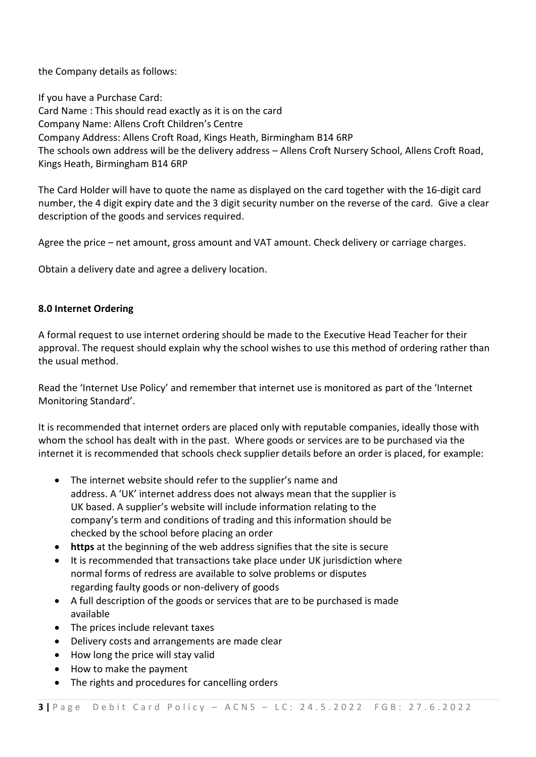the Company details as follows:

If you have a Purchase Card:
Card Name : This should read exactly as it is on the card
Company Name: Allens Croft Children's Centre
Company Address: Allens Croft Road, Kings Heath, Birmingham B14 6RP
The schools own address will be the delivery address – Allens Croft Nursery School, Allens Croft Road, Kings Heath, Birmingham B14 6RP

The Card Holder will have to quote the name as displayed on the card together with the 16-digit card number, the 4 digit expiry date and the 3 digit security number on the reverse of the card. Give a clear description of the goods and services required.

Agree the price – net amount, gross amount and VAT amount. Check delivery or carriage charges.

Obtain a delivery date and agree a delivery location.

## 8.0 Internet Ordering

A formal request to use internet ordering should be made to the Executive Head Teacher for their approval. The request should explain why the school wishes to use this method of ordering rather than the usual method.

Read the 'Internet Use Policy' and remember that internet use is monitored as part of the 'Internet Monitoring Standard'.

It is recommended that internet orders are placed only with reputable companies, ideally those with whom the school has dealt with in the past. Where goods or services are to be purchased via the internet it is recommended that schools check supplier details before an order is placed, for example:

- The internet website should refer to the supplier's name and address. A 'UK' internet address does not always mean that the supplier is UK based. A supplier's website will include information relating to the company's term and conditions of trading and this information should be checked by the school before placing an order
- **https** at the beginning of the web address signifies that the site is secure
- It is recommended that transactions take place under UK jurisdiction where normal forms of redress are available to solve problems or disputes regarding faulty goods or non-delivery of goods
- A full description of the goods or services that are to be purchased is made available
- The prices include relevant taxes
- Delivery costs and arrangements are made clear
- How long the price will stay valid
- How to make the payment
- The rights and procedures for cancelling orders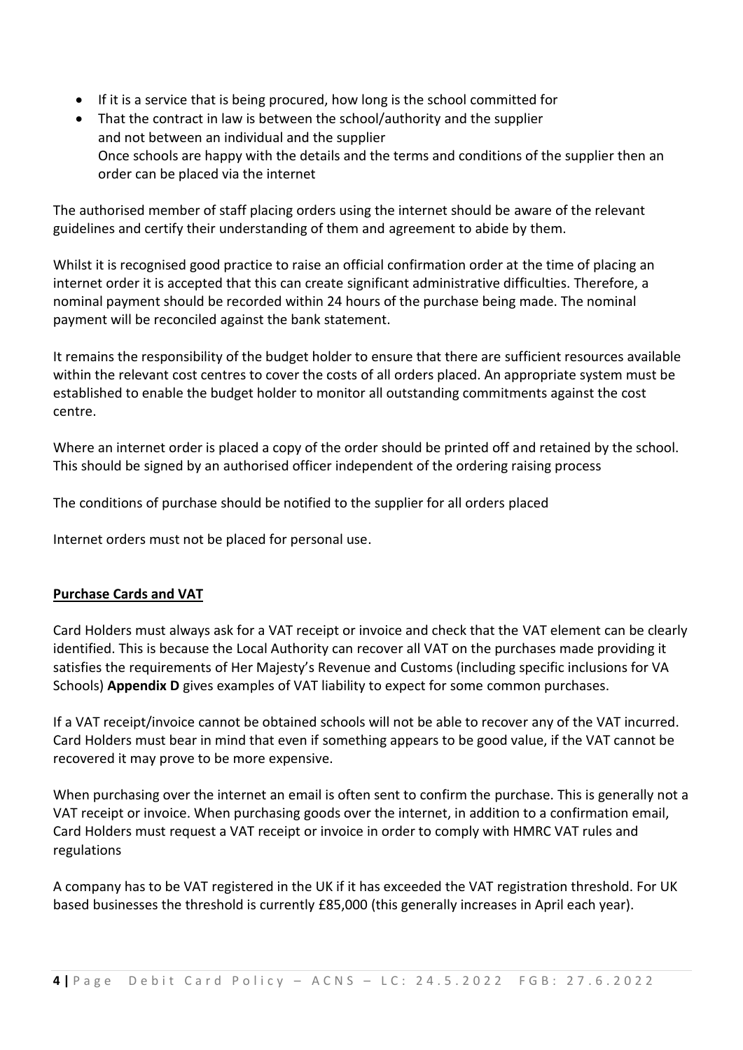- If it is a service that is being procured, how long is the school committed for
- That the contract in law is between the school/authority and the supplier and not between an individual and the supplier
  Once schools are happy with the details and the terms and conditions of the supplier then an order can be placed via the internet

The authorised member of staff placing orders using the internet should be aware of the relevant guidelines and certify their understanding of them and agreement to abide by them.

Whilst it is recognised good practice to raise an official confirmation order at the time of placing an internet order it is accepted that this can create significant administrative difficulties. Therefore, a nominal payment should be recorded within 24 hours of the purchase being made. The nominal payment will be reconciled against the bank statement.

It remains the responsibility of the budget holder to ensure that there are sufficient resources available within the relevant cost centres to cover the costs of all orders placed. An appropriate system must be established to enable the budget holder to monitor all outstanding commitments against the cost centre.

Where an internet order is placed a copy of the order should be printed off and retained by the school. This should be signed by an authorised officer independent of the ordering raising process

The conditions of purchase should be notified to the supplier for all orders placed

Internet orders must not be placed for personal use.

**Purchase Cards and VAT**

Card Holders must always ask for a VAT receipt or invoice and check that the VAT element can be clearly identified. This is because the Local Authority can recover all VAT on the purchases made providing it satisfies the requirements of Her Majesty's Revenue and Customs (including specific inclusions for VA Schools) **Appendix D** gives examples of VAT liability to expect for some common purchases.

If a VAT receipt/invoice cannot be obtained schools will not be able to recover any of the VAT incurred. Card Holders must bear in mind that even if something appears to be good value, if the VAT cannot be recovered it may prove to be more expensive.

When purchasing over the internet an email is often sent to confirm the purchase. This is generally not a VAT receipt or invoice. When purchasing goods over the internet, in addition to a confirmation email, Card Holders must request a VAT receipt or invoice in order to comply with HMRC VAT rules and regulations

A company has to be VAT registered in the UK if it has exceeded the VAT registration threshold. For UK based businesses the threshold is currently £85,000 (this generally increases in April each year).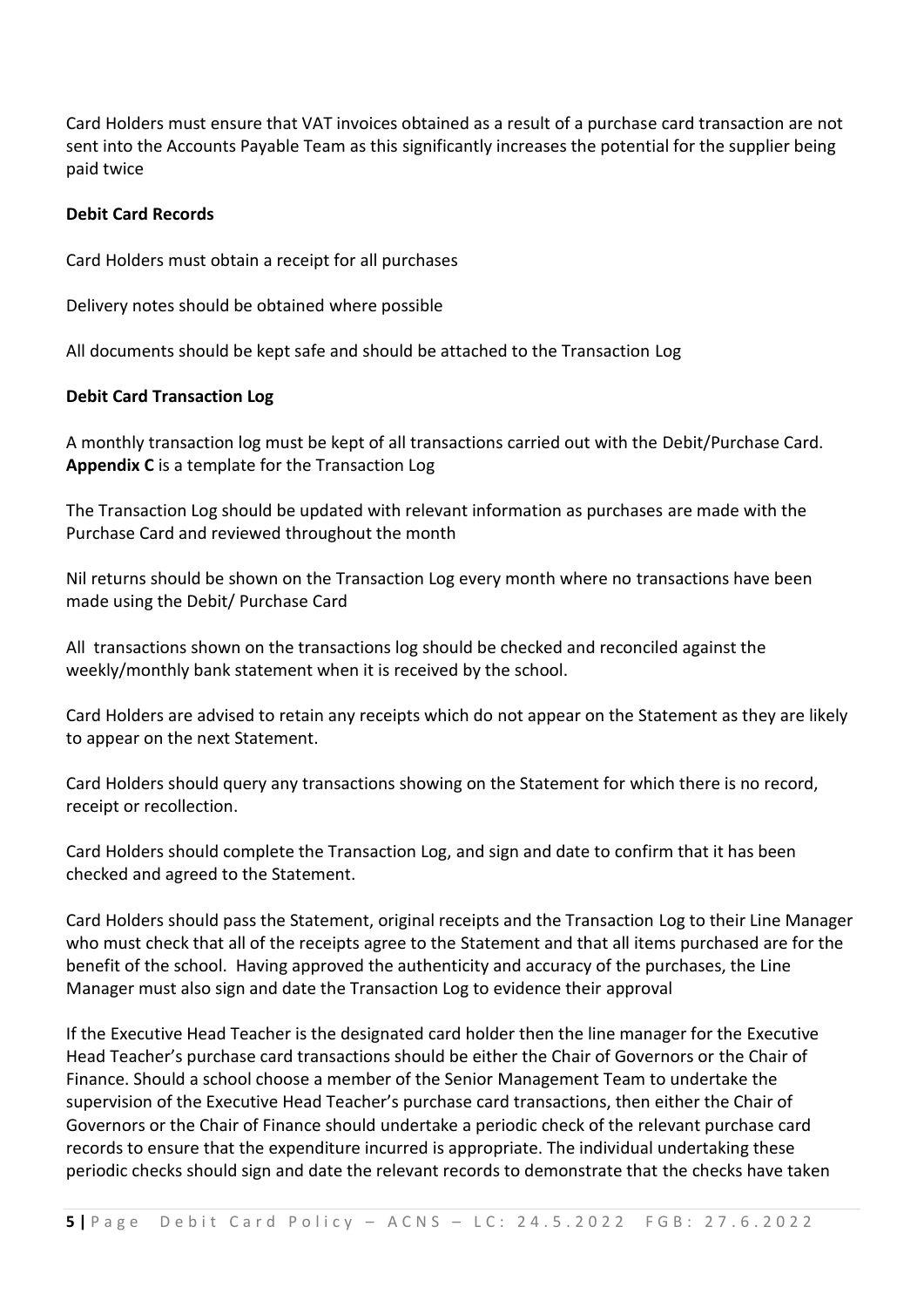Card Holders must ensure that VAT invoices obtained as a result of a purchase card transaction are not sent into the Accounts Payable Team as this significantly increases the potential for the supplier being paid twice

**Debit Card Records**

Card Holders must obtain a receipt for all purchases

Delivery notes should be obtained where possible

All documents should be kept safe and should be attached to the Transaction Log

**Debit Card Transaction Log**

A monthly transaction log must be kept of all transactions carried out with the Debit/Purchase Card. **Appendix C** is a template for the Transaction Log

The Transaction Log should be updated with relevant information as purchases are made with the Purchase Card and reviewed throughout the month

Nil returns should be shown on the Transaction Log every month where no transactions have been made using the Debit/ Purchase Card

All transactions shown on the transactions log should be checked and reconciled against the weekly/monthly bank statement when it is received by the school.

Card Holders are advised to retain any receipts which do not appear on the Statement as they are likely to appear on the next Statement.

Card Holders should query any transactions showing on the Statement for which there is no record, receipt or recollection.

Card Holders should complete the Transaction Log, and sign and date to confirm that it has been checked and agreed to the Statement.

Card Holders should pass the Statement, original receipts and the Transaction Log to their Line Manager who must check that all of the receipts agree to the Statement and that all items purchased are for the benefit of the school. Having approved the authenticity and accuracy of the purchases, the Line Manager must also sign and date the Transaction Log to evidence their approval

If the Executive Head Teacher is the designated card holder then the line manager for the Executive Head Teacher's purchase card transactions should be either the Chair of Governors or the Chair of Finance. Should a school choose a member of the Senior Management Team to undertake the supervision of the Executive Head Teacher's purchase card transactions, then either the Chair of Governors or the Chair of Finance should undertake a periodic check of the relevant purchase card records to ensure that the expenditure incurred is appropriate. The individual undertaking these periodic checks should sign and date the relevant records to demonstrate that the checks have taken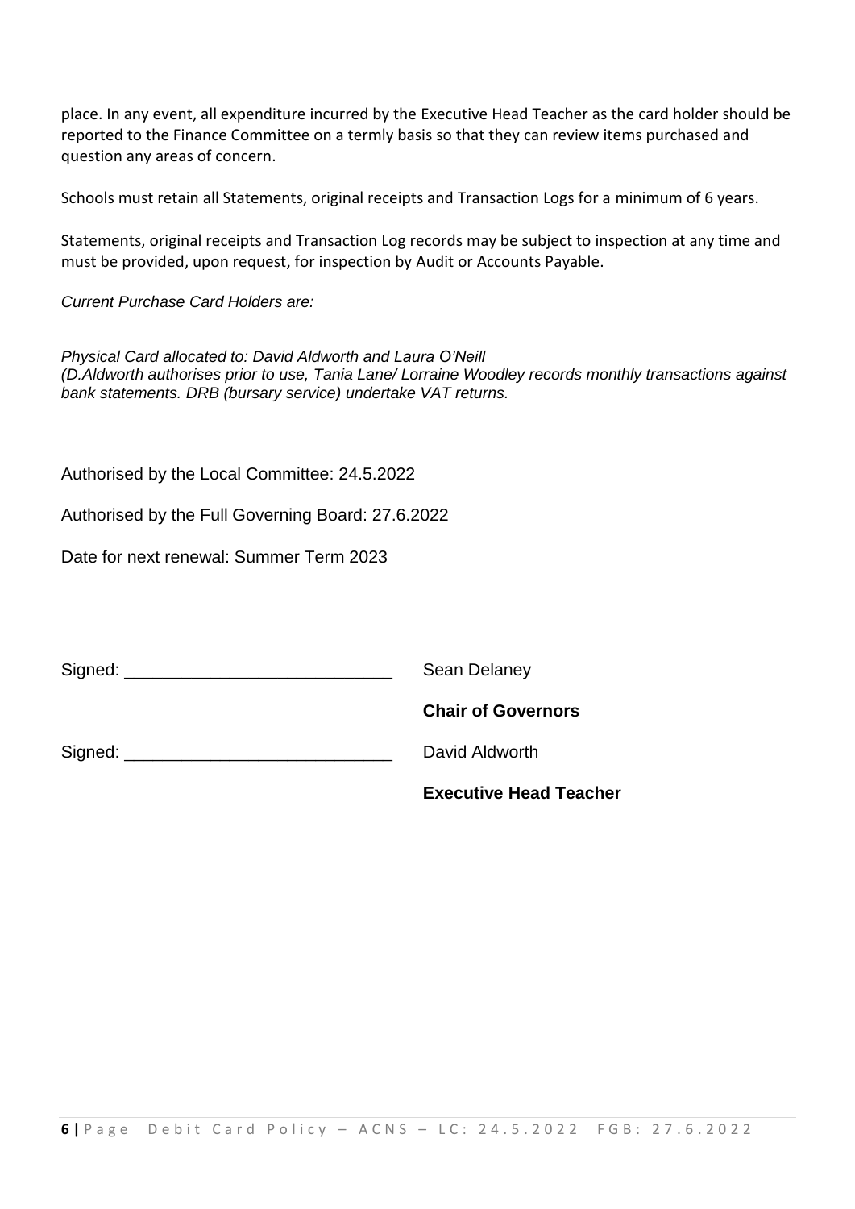place. In any event, all expenditure incurred by the Executive Head Teacher as the card holder should be reported to the Finance Committee on a termly basis so that they can review items purchased and question any areas of concern.

Schools must retain all Statements, original receipts and Transaction Logs for a minimum of 6 years.

Statements, original receipts and Transaction Log records may be subject to inspection at any time and must be provided, upon request, for inspection by Audit or Accounts Payable.

*Current Purchase Card Holders are:*

*Physical Card allocated to: David Aldworth and Laura O'Neill*
*(D.Aldworth authorises prior to use, Tania Lane/ Lorraine Woodley records monthly transactions against bank statements. DRB (bursary service) undertake VAT returns.*

Authorised by the Local Committee: 24.5.2022

Authorised by the Full Governing Board: 27.6.2022

Date for next renewal: Summer Term 2023

Signed: ____________________________ Sean Delaney

**Chair of Governors**

Signed: ____________________________ David Aldworth

**Executive Head Teacher**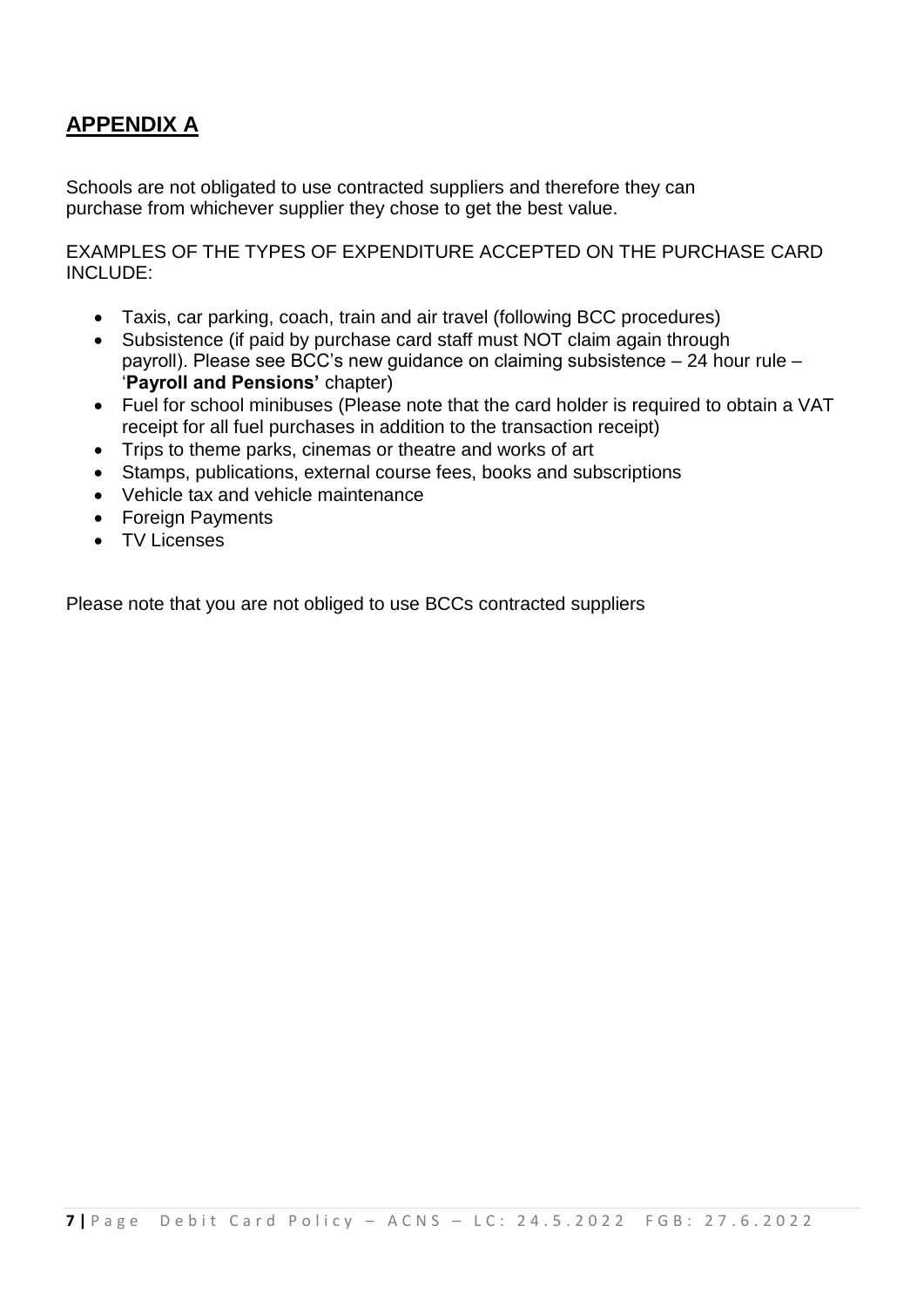## APPENDIX A

Schools are not obligated to use contracted suppliers and therefore they can purchase from whichever supplier they chose to get the best value.

EXAMPLES OF THE TYPES OF EXPENDITURE ACCEPTED ON THE PURCHASE CARD INCLUDE:

- Taxis, car parking, coach, train and air travel (following BCC procedures)
- Subsistence (if paid by purchase card staff must NOT claim again through payroll). Please see BCC's new guidance on claiming subsistence – 24 hour rule – '**Payroll and Pensions'** chapter)
- Fuel for school minibuses (Please note that the card holder is required to obtain a VAT receipt for all fuel purchases in addition to the transaction receipt)
- Trips to theme parks, cinemas or theatre and works of art
- Stamps, publications, external course fees, books and subscriptions
- Vehicle tax and vehicle maintenance
- Foreign Payments
- TV Licenses

Please note that you are not obliged to use BCCs contracted suppliers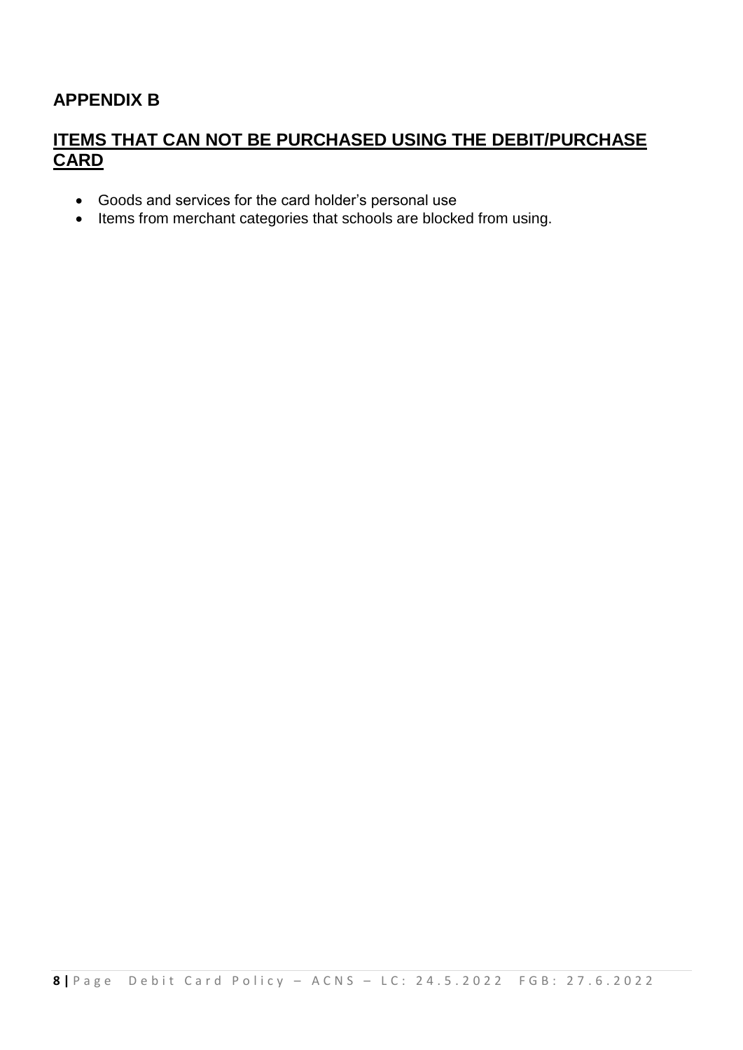## APPENDIX B

## ITEMS THAT CAN NOT BE PURCHASED USING THE DEBIT/PURCHASE CARD

- Goods and services for the card holder's personal use
- Items from merchant categories that schools are blocked from using.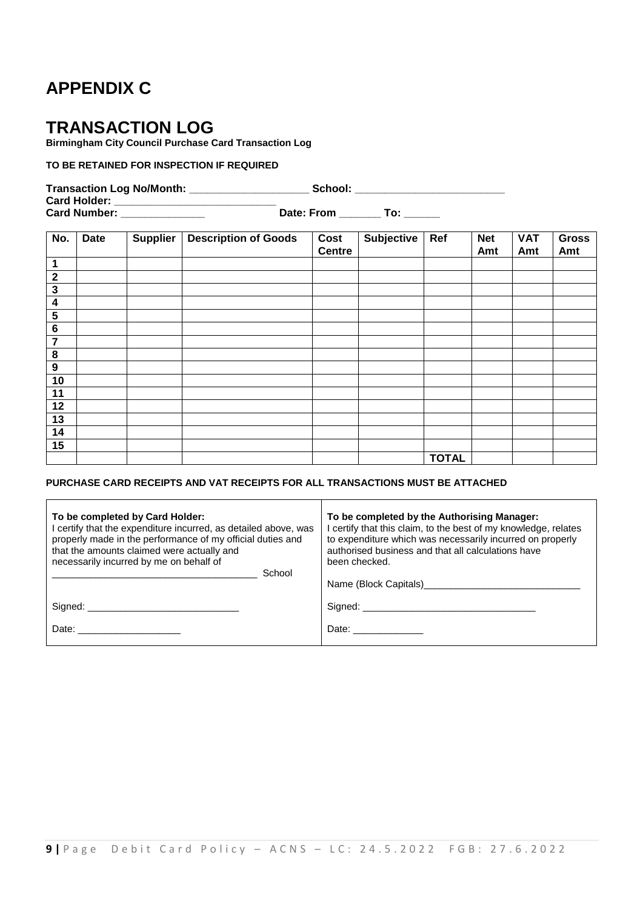# APPENDIX C

# TRANSACTION LOG

**Birmingham City Council Purchase Card Transaction Log**

**TO BE RETAINED FOR INSPECTION IF REQUIRED**

**Transaction Log No/Month: ___________________ School: ________________________**
**Card Holder: ___________________________**
**Card Number: ______________ Date: From _______ To: ______**

| No. | Date | Supplier | Description of Goods | Cost Centre | Subjective | Ref | Net Amt | VAT Amt | Gross Amt |
|---|---|---|---|---|---|---|---|---|---|
| 1 | | | | | | | | | |
| 2 | | | | | | | | | |
| 3 | | | | | | | | | |
| 4 | | | | | | | | | |
| 5 | | | | | | | | | |
| 6 | | | | | | | | | |
| 7 | | | | | | | | | |
| 8 | | | | | | | | | |
| 9 | | | | | | | | | |
| 10 | | | | | | | | | |
| 11 | | | | | | | | | |
| 12 | | | | | | | | | |
| 13 | | | | | | | | | |
| 14 | | | | | | | | | |
| 15 | | | | | | | | | |
| | | | | | | **TOTAL** | | | |

**PURCHASE CARD RECEIPTS AND VAT RECEIPTS FOR ALL TRANSACTIONS MUST BE ATTACHED**

| **To be completed by Card Holder:** | **To be completed by the Authorising Manager:** |
|---|---|
| I certify that the expenditure incurred, as detailed above, was properly made in the performance of my official duties and that the amounts claimed were actually and necessarily incurred by me on behalf of ______________________________________ School | I certify that this claim, to the best of my knowledge, relates to expenditure which was necessarily incurred on properly authorised business and that all calculations have been checked. |
| | Name (Block Capitals)_____________________________ |
| Signed: ____________________________ | Signed: ________________________________ |
| Date: ___________________ | Date: _____________ |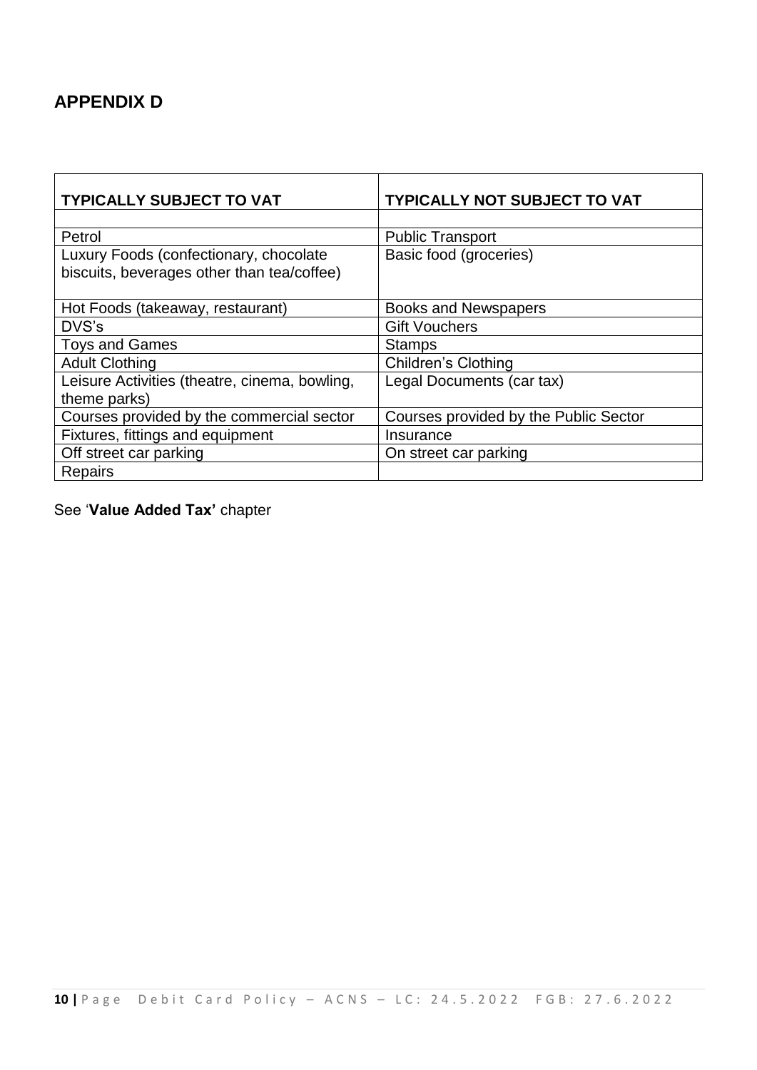## APPENDIX D

| TYPICALLY SUBJECT TO VAT | TYPICALLY NOT SUBJECT TO VAT |
| --- | --- |
| | |
| Petrol | Public Transport |
| Luxury Foods (confectionary, chocolate biscuits, beverages other than tea/coffee) | Basic food (groceries) |
| Hot Foods (takeaway, restaurant) | Books and Newspapers |
| DVS's | Gift Vouchers |
| Toys and Games | Stamps |
| Adult Clothing | Children's Clothing |
| Leisure Activities (theatre, cinema, bowling, theme parks) | Legal Documents (car tax) |
| Courses provided by the commercial sector | Courses provided by the Public Sector |
| Fixtures, fittings and equipment | Insurance |
| Off street car parking | On street car parking |
| Repairs | |

See '**Value Added Tax'** chapter